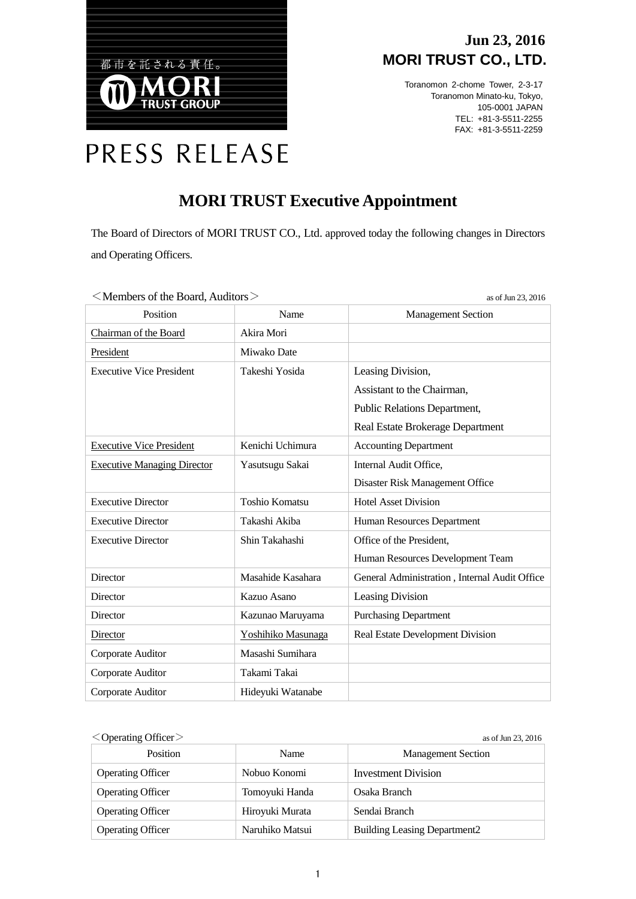都市を託される責任。
MORI TRUST GROUP

# PRESS RELEASE

**Jun 23, 2016**
**MORI TRUST CO., LTD.**

Toranomon 2-chome Tower, 2-3-17
Toranomon Minato-ku, Tokyo,
105-0001 JAPAN
TEL: +81-3-5511-2255
FAX: +81-3-5511-2259

## MORI TRUST Executive Appointment

The Board of Directors of MORI TRUST CO., Ltd. approved today the following changes in Directors and Operating Officers.

＜Members of the Board, Auditors＞ as of Jun 23, 2016

| Position | Name | Management Section |
|---|---|---|
| <u>Chairman of the Board</u> | Akira Mori | |
| <u>President</u> | Miwako Date | |
| Executive Vice President | Takeshi Yosida | Leasing Division,<br>Assistant to the Chairman,<br>Public Relations Department,<br>Real Estate Brokerage Department |
| <u>Executive Vice President</u> | Kenichi Uchimura | Accounting Department |
| <u>Executive Managing Director</u> | Yasutsugu Sakai | Internal Audit Office,<br>Disaster Risk Management Office |
| Executive Director | Toshio Komatsu | Hotel Asset Division |
| Executive Director | Takashi Akiba | Human Resources Department |
| Executive Director | Shin Takahashi | Office of the President,<br>Human Resources Development Team |
| Director | Masahide Kasahara | General Administration , Internal Audit Office |
| Director | Kazuo Asano | Leasing Division |
| Director | Kazunao Maruyama | Purchasing Department |
| <u>Director</u> | <u>Yoshihiko Masunaga</u> | Real Estate Development Division |
| Corporate Auditor | Masashi Sumihara | |
| Corporate Auditor | Takami Takai | |
| Corporate Auditor | Hideyuki Watanabe | |

＜Operating Officer＞ as of Jun 23, 2016

| Position | Name | Management Section |
|---|---|---|
| Operating Officer | Nobuo Konomi | Investment Division |
| Operating Officer | Tomoyuki Handa | Osaka Branch |
| Operating Officer | Hiroyuki Murata | Sendai Branch |
| Operating Officer | Naruhiko Matsui | Building Leasing Department2 |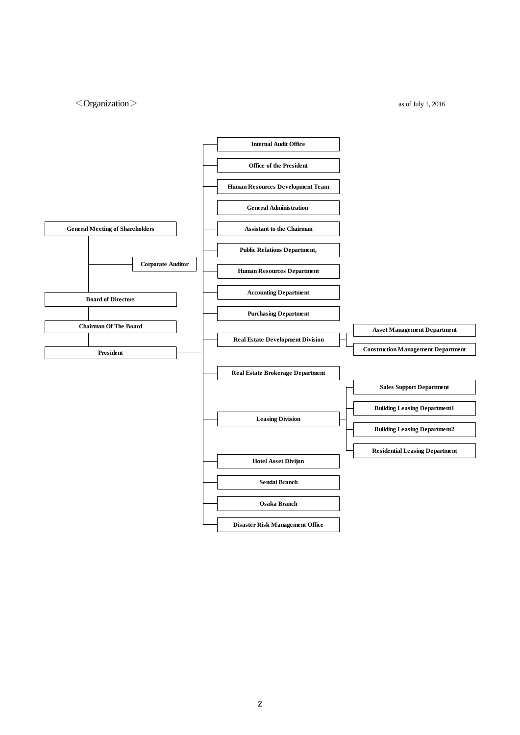＜Organization＞

as of July 1, 2016

General Meeting of Shareholders

Corporate Auditor

Board of Directors

Chairman Of The Board

President

Internal Audit Office

Office of the President

Human Resources Development Team

General Administration

Assistant to the Chairman

Public Relations Department,

Human Resources Department

Accounting Department

Purchasing Department

Real Estate Development Division

Asset Management Department

Construction Management Department

Real Estate Brokerage Department

Leasing Division

Sales Support Department

Building Leasing Department1

Building Leasing Department2

Residential Leasing Department

Hotel Asset Divijon

Sendai Branch

Osaka Branch

Disaster Risk Management Office